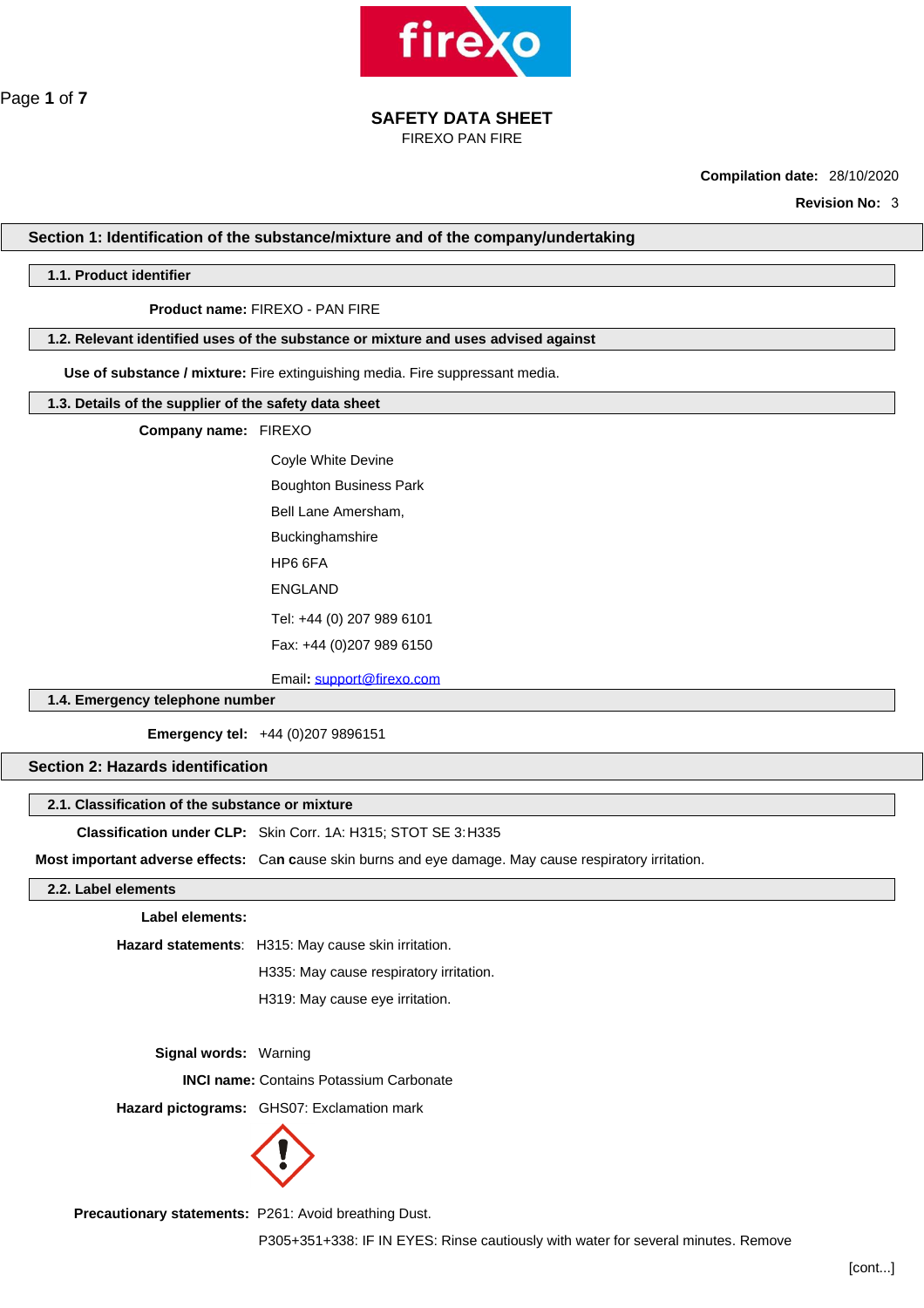# SAFETY DATA SHEET

FIREXO PAN FIRE

**Compilation date:** 28/10/2020

**Revision No:** 3

## Section 1: Identification of the substance/mixture and of the company/undertaking

### 1.1. Product identifier

**Product name:** FIREXO - PAN FIRE

### 1.2. Relevant identified uses of the substance or mixture and uses advised against

**Use of substance / mixture:** Fire extinguishing media. Fire suppressant media.

### 1.3. Details of the supplier of the safety data sheet

**Company name:** FIREXO

Coyle White Devine
Boughton Business Park
Bell Lane Amersham,
Buckinghamshire
HP6 6FA
ENGLAND

Tel: +44 (0) 207 989 6101
Fax: +44 (0)207 989 6150

Email**:** support@firexo.com

### 1.4. Emergency telephone number

**Emergency tel:** +44 (0)207 9896151

## Section 2: Hazards identification

### 2.1. Classification of the substance or mixture

**Classification under CLP:** Skin Corr. 1A: H315; STOT SE 3:H335

**Most important adverse effects:** Ca**n** **c**ause skin burns and eye damage. May cause respiratory irritation.

### 2.2. Label elements

**Label elements:**

**Hazard statements**: H315: May cause skin irritation.
H335: May cause respiratory irritation.
H319: May cause eye irritation.

**Signal words:** Warning

**INCI name:** Contains Potassium Carbonate

**Hazard pictograms:** GHS07: Exclamation mark

**Precautionary statements:** P261: Avoid breathing Dust.
P305+351+338: IF IN EYES: Rinse cautiously with water for several minutes. Remove

[cont...]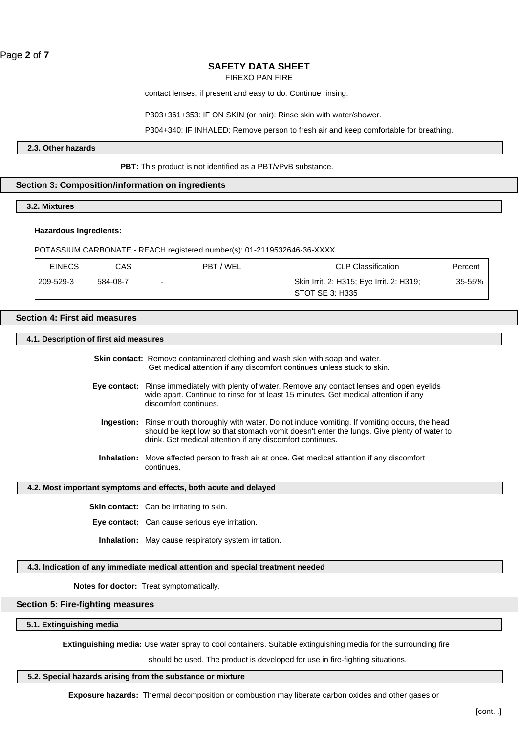contact lenses, if present and easy to do. Continue rinsing.

P303+361+353: IF ON SKIN (or hair): Rinse skin with water/shower.

P304+340: IF INHALED: Remove person to fresh air and keep comfortable for breathing.

### 2.3. Other hazards

**PBT:** This product is not identified as a PBT/vPvB substance.

## Section 3: Composition/information on ingredients

### 3.2. Mixtures

**Hazardous ingredients:**

POTASSIUM CARBONATE - REACH registered number(s): 01-2119532646-36-XXXX

| EINECS | CAS | PBT / WEL | CLP Classification | Percent |
|---|---|---|---|---|
| 209-529-3 | 584-08-7 | - | Skin Irrit. 2: H315; Eye Irrit. 2: H319; STOT SE 3: H335 | 35-55% |

## Section 4: First aid measures

### 4.1. Description of first aid measures

**Skin contact:** Remove contaminated clothing and wash skin with soap and water. Get medical attention if any discomfort continues unless stuck to skin.

**Eye contact:** Rinse immediately with plenty of water. Remove any contact lenses and open eyelids wide apart. Continue to rinse for at least 15 minutes. Get medical attention if any discomfort continues.

**Ingestion:** Rinse mouth thoroughly with water. Do not induce vomiting. If vomiting occurs, the head should be kept low so that stomach vomit doesn't enter the lungs. Give plenty of water to drink. Get medical attention if any discomfort continues.

**Inhalation:** Move affected person to fresh air at once. Get medical attention if any discomfort continues.

### 4.2. Most important symptoms and effects, both acute and delayed

**Skin contact:** Can be irritating to skin.

**Eye contact:** Can cause serious eye irritation.

**Inhalation:** May cause respiratory system irritation.

### 4.3. Indication of any immediate medical attention and special treatment needed

**Notes for doctor:** Treat symptomatically.

## Section 5: Fire-fighting measures

### 5.1. Extinguishing media

**Extinguishing media:** Use water spray to cool containers. Suitable extinguishing media for the surrounding fire should be used. The product is developed for use in fire-fighting situations.

### 5.2. Special hazards arising from the substance or mixture

**Exposure hazards:** Thermal decomposition or combustion may liberate carbon oxides and other gases or

[cont...]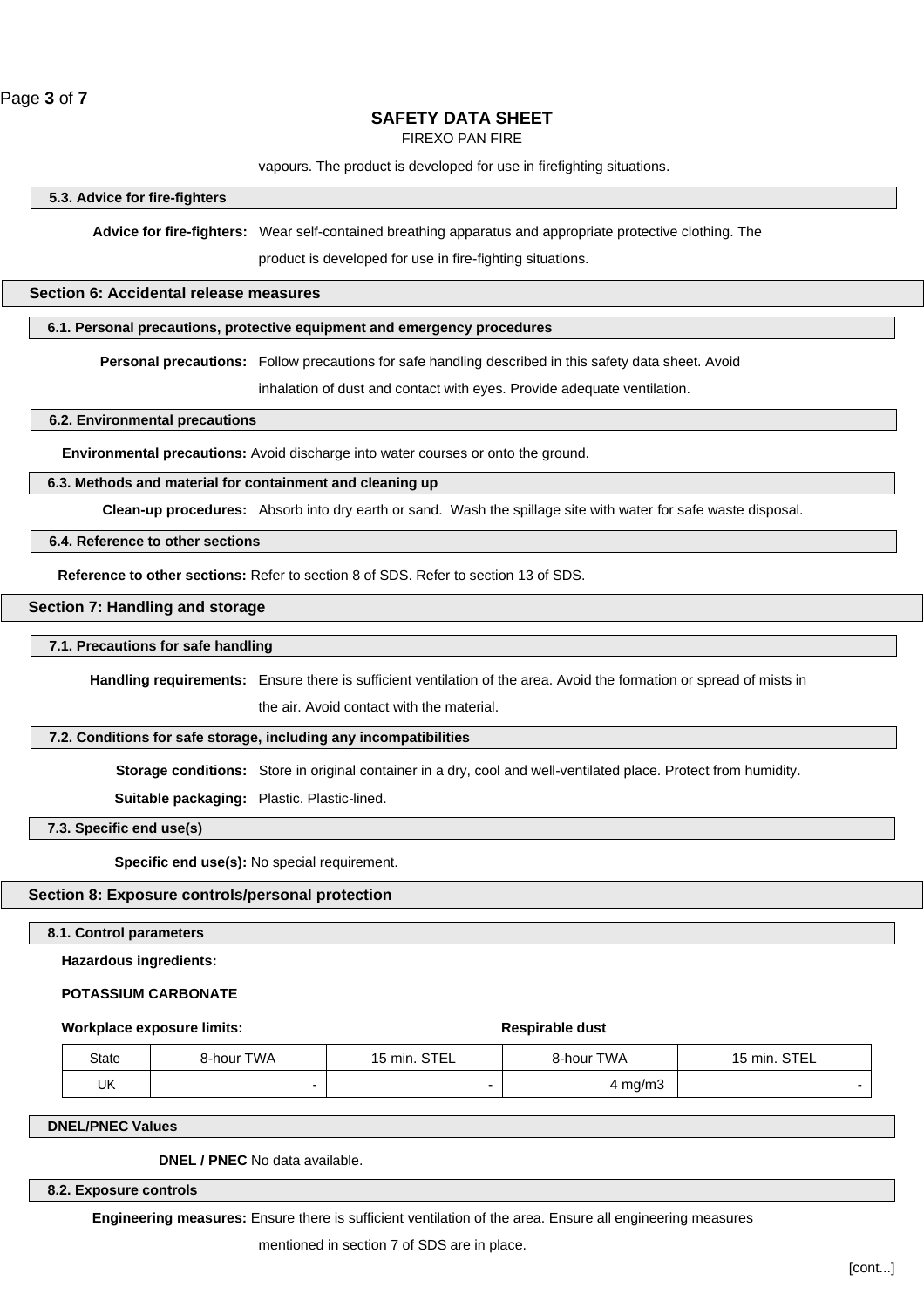vapours. The product is developed for use in firefighting situations.

### 5.3. Advice for fire-fighters

**Advice for fire-fighters:** Wear self-contained breathing apparatus and appropriate protective clothing. The product is developed for use in fire-fighting situations.

## Section 6: Accidental release measures

### 6.1. Personal precautions, protective equipment and emergency procedures

**Personal precautions:** Follow precautions for safe handling described in this safety data sheet. Avoid inhalation of dust and contact with eyes. Provide adequate ventilation.

### 6.2. Environmental precautions

**Environmental precautions:** Avoid discharge into water courses or onto the ground.

### 6.3. Methods and material for containment and cleaning up

**Clean-up procedures:** Absorb into dry earth or sand. Wash the spillage site with water for safe waste disposal.

### 6.4. Reference to other sections

**Reference to other sections:** Refer to section 8 of SDS. Refer to section 13 of SDS.

## Section 7: Handling and storage

### 7.1. Precautions for safe handling

**Handling requirements:** Ensure there is sufficient ventilation of the area. Avoid the formation or spread of mists in the air. Avoid contact with the material.

### 7.2. Conditions for safe storage, including any incompatibilities

**Storage conditions:** Store in original container in a dry, cool and well-ventilated place. Protect from humidity.

**Suitable packaging:** Plastic. Plastic-lined.

### 7.3. Specific end use(s)

**Specific end use(s):** No special requirement.

## Section 8: Exposure controls/personal protection

### 8.1. Control parameters

**Hazardous ingredients:**

**POTASSIUM CARBONATE**

| **Workplace exposure limits:** | | | **Respirable dust** | |
|---|---|---|---|---|
| State | 8-hour TWA | 15 min. STEL | 8-hour TWA | 15 min. STEL |
| UK | - | - | 4 mg/m3 | - |

### DNEL/PNEC Values

**DNEL / PNEC** No data available.

### 8.2. Exposure controls

**Engineering measures:** Ensure there is sufficient ventilation of the area. Ensure all engineering measures mentioned in section 7 of SDS are in place.

[cont...]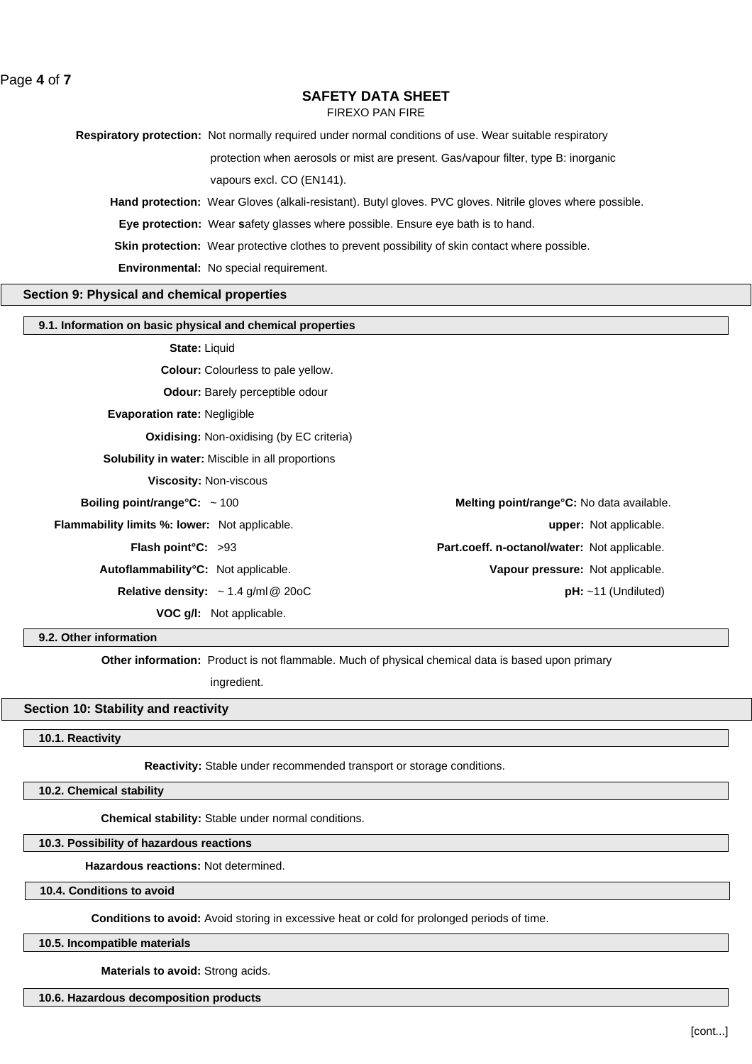**SAFETY DATA SHEET**

FIREXO PAN FIRE

**Respiratory protection:** Not normally required under normal conditions of use. Wear suitable respiratory protection when aerosols or mist are present. Gas/vapour filter, type B: inorganic vapours excl. CO (EN141).

**Hand protection:** Wear Gloves (alkali-resistant). Butyl gloves. PVC gloves. Nitrile gloves where possible.

**Eye protection:** Wear **s**afety glasses where possible. Ensure eye bath is to hand.

**Skin protection:** Wear protective clothes to prevent possibility of skin contact where possible.

**Environmental:** No special requirement.

## Section 9: Physical and chemical properties

### 9.1. Information on basic physical and chemical properties

**State:** Liquid

**Colour:** Colourless to pale yellow.

**Odour:** Barely perceptible odour

**Evaporation rate:** Negligible

**Oxidising:** Non-oxidising (by EC criteria)

**Solubility in water:** Miscible in all proportions

**Viscosity:** Non-viscous

| | | | |
|---|---|---|---|
| **Boiling point/range°C:** | ~ 100 | **Melting point/range°C:** | No data available. |
| **Flammability limits %: lower:** | Not applicable. | **upper:** | Not applicable. |
| **Flash point°C:** | >93 | **Part.coeff. n-octanol/water:** | Not applicable. |
| **Autoflammability°C:** | Not applicable. | **Vapour pressure:** | Not applicable. |
| **Relative density:** | ~ 1.4 g/ml @ 20oC | **pH:** | ~11 (Undiluted) |
| **VOC g/l:** | Not applicable. | | |

### 9.2. Other information

**Other information:** Product is not flammable. Much of physical chemical data is based upon primary ingredient.

## Section 10: Stability and reactivity

### 10.1. Reactivity

**Reactivity:** Stable under recommended transport or storage conditions.

### 10.2. Chemical stability

**Chemical stability:** Stable under normal conditions.

### 10.3. Possibility of hazardous reactions

**Hazardous reactions:** Not determined.

### 10.4. Conditions to avoid

**Conditions to avoid:** Avoid storing in excessive heat or cold for prolonged periods of time.

### 10.5. Incompatible materials

**Materials to avoid:** Strong acids.

### 10.6. Hazardous decomposition products

[cont...]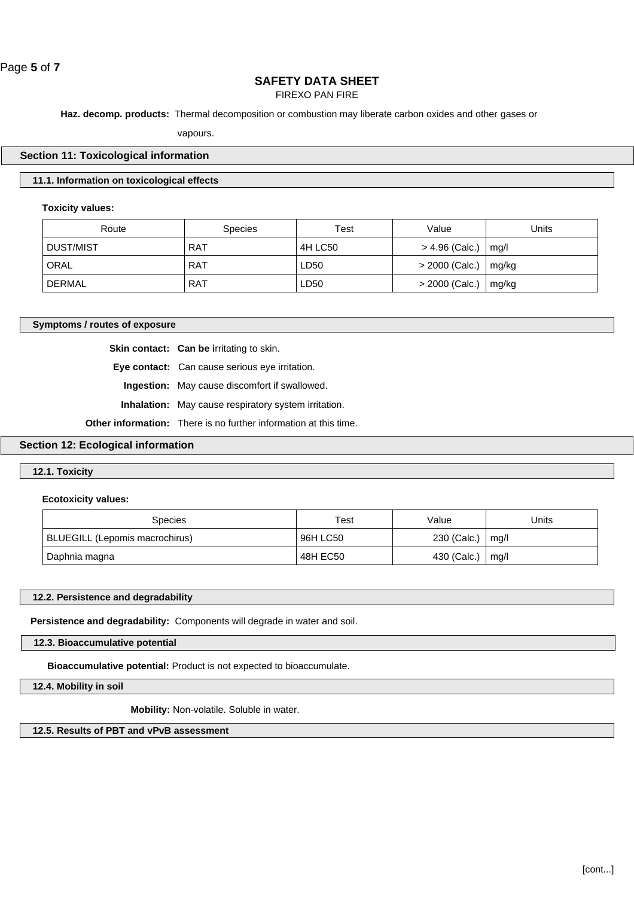**Haz. decomp. products:** Thermal decomposition or combustion may liberate carbon oxides and other gases or vapours.

## Section 11: Toxicological information

### 11.1. Information on toxicological effects

**Toxicity values:**

| Route | Species | Test | Value | Units |
|---|---|---|---|---|
| DUST/MIST | RAT | 4H LC50 | > 4.96 (Calc.) | mg/l |
| ORAL | RAT | LD50 | > 2000 (Calc.) | mg/kg |
| DERMAL | RAT | LD50 | > 2000 (Calc.) | mg/kg |

### Symptoms / routes of exposure

**Skin contact:** **Can be i**rritating to skin.

**Eye contact:** Can cause serious eye irritation.

**Ingestion:** May cause discomfort if swallowed.

**Inhalation:** May cause respiratory system irritation.

**Other information:** There is no further information at this time.

## Section 12: Ecological information

### 12.1. Toxicity

**Ecotoxicity values:**

| Species | Test | Value | Units |
|---|---|---|---|
| BLUEGILL (Lepomis macrochirus) | 96H LC50 | 230 (Calc.) | mg/l |
| Daphnia magna | 48H EC50 | 430 (Calc.) | mg/l |

### 12.2. Persistence and degradability

**Persistence and degradability:** Components will degrade in water and soil.

### 12.3. Bioaccumulative potential

**Bioaccumulative potential:** Product is not expected to bioaccumulate.

### 12.4. Mobility in soil

**Mobility:** Non-volatile. Soluble in water.

### 12.5. Results of PBT and vPvB assessment

[cont...]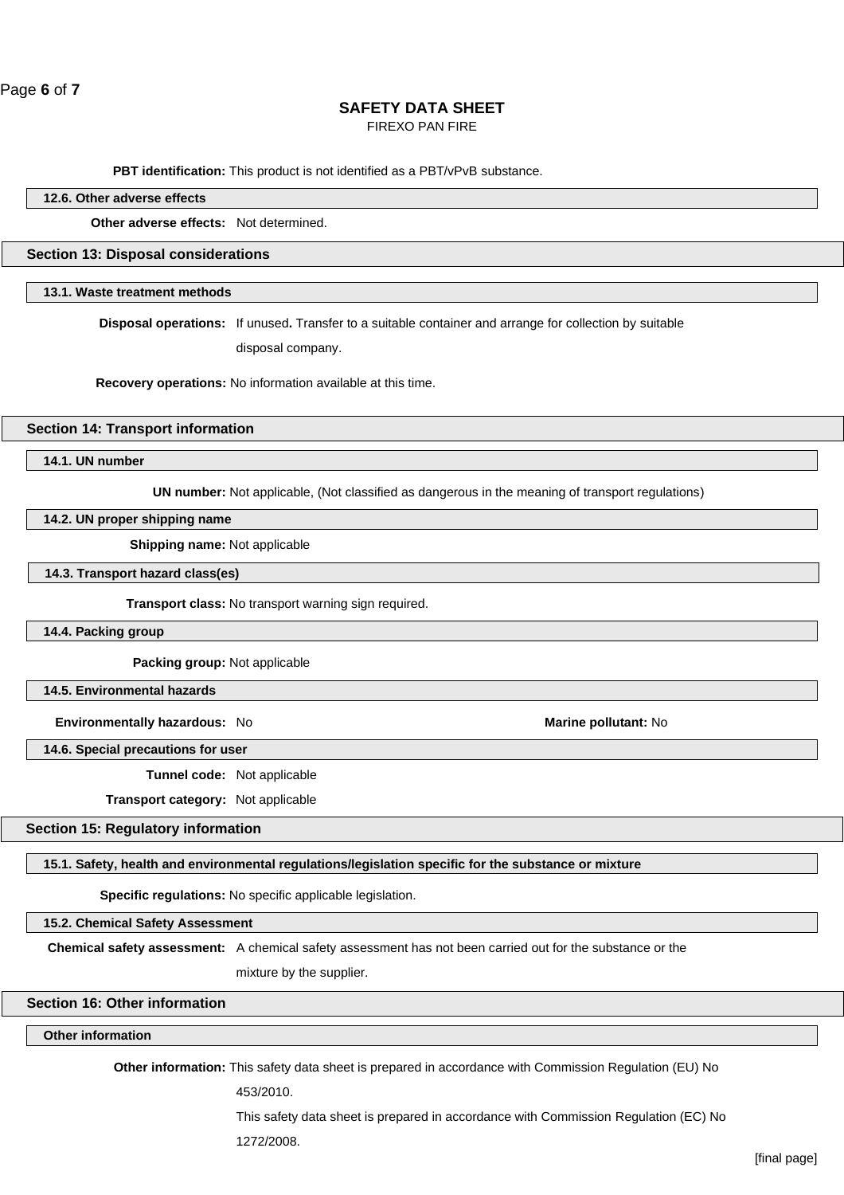**PBT identification:** This product is not identified as a PBT/vPvB substance.

### 12.6. Other adverse effects

**Other adverse effects:** Not determined.

## Section 13: Disposal considerations

### 13.1. Waste treatment methods

**Disposal operations:** If unused**.** Transfer to a suitable container and arrange for collection by suitable disposal company.

**Recovery operations:** No information available at this time.

## Section 14: Transport information

### 14.1. UN number

**UN number:** Not applicable, (Not classified as dangerous in the meaning of transport regulations)

### 14.2. UN proper shipping name

**Shipping name:** Not applicable

### 14.3. Transport hazard class(es)

**Transport class:** No transport warning sign required.

### 14.4. Packing group

**Packing group:** Not applicable

### 14.5. Environmental hazards

**Environmentally hazardous:** No

**Marine pollutant:** No

### 14.6. Special precautions for user

**Tunnel code:** Not applicable

**Transport category:** Not applicable

## Section 15: Regulatory information

### 15.1. Safety, health and environmental regulations/legislation specific for the substance or mixture

**Specific regulations:** No specific applicable legislation.

### 15.2. Chemical Safety Assessment

**Chemical safety assessment:** A chemical safety assessment has not been carried out for the substance or the mixture by the supplier.

## Section 16: Other information

### Other information

**Other information:** This safety data sheet is prepared in accordance with Commission Regulation (EU) No 453/2010.

This safety data sheet is prepared in accordance with Commission Regulation (EC) No 1272/2008.

[final page]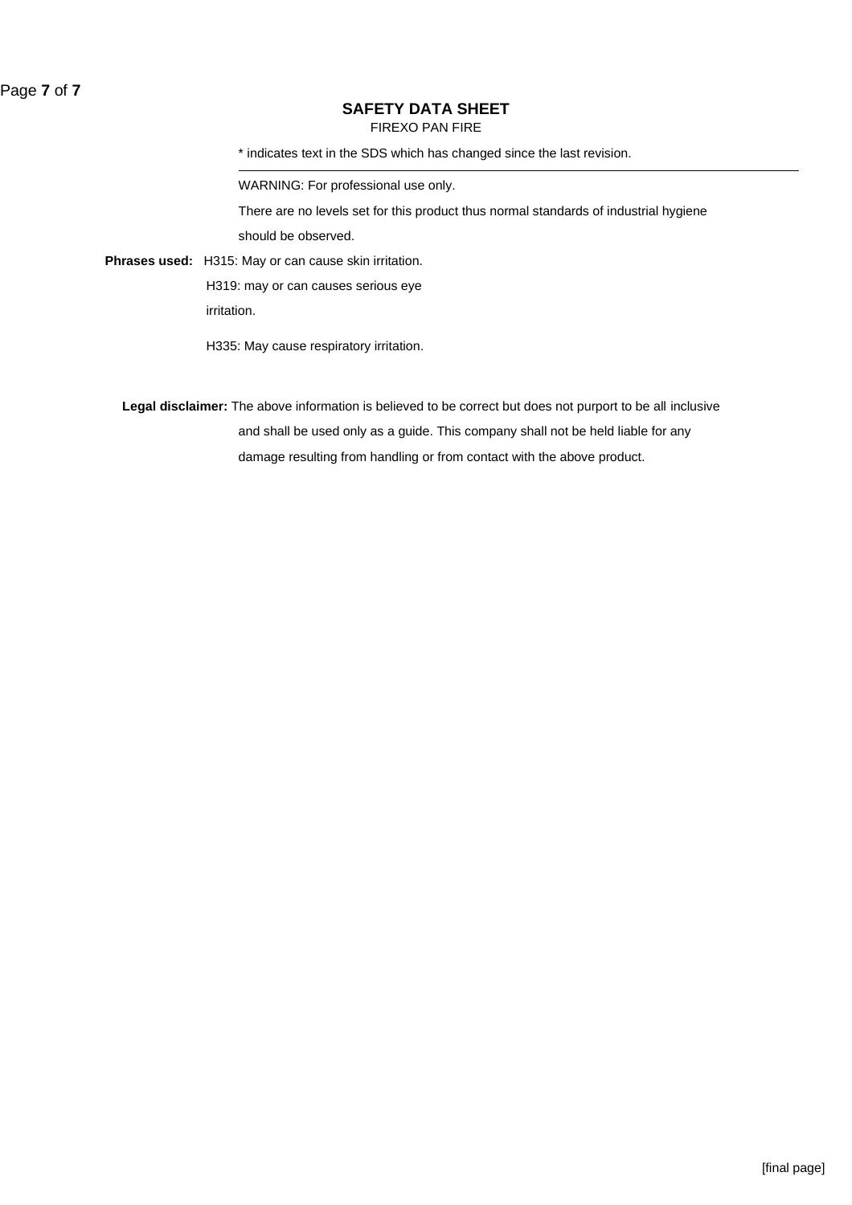**SAFETY DATA SHEET**

FIREXO PAN FIRE

* indicates text in the SDS which has changed since the last revision.

---

WARNING: For professional use only.

There are no levels set for this product thus normal standards of industrial hygiene should be observed.

**Phrases used:** H315: May or can cause skin irritation.

H319: may or can causes serious eye irritation.

H335: May cause respiratory irritation.

**Legal disclaimer:** The above information is believed to be correct but does not purport to be all inclusive and shall be used only as a guide. This company shall not be held liable for any damage resulting from handling or from contact with the above product.

[final page]